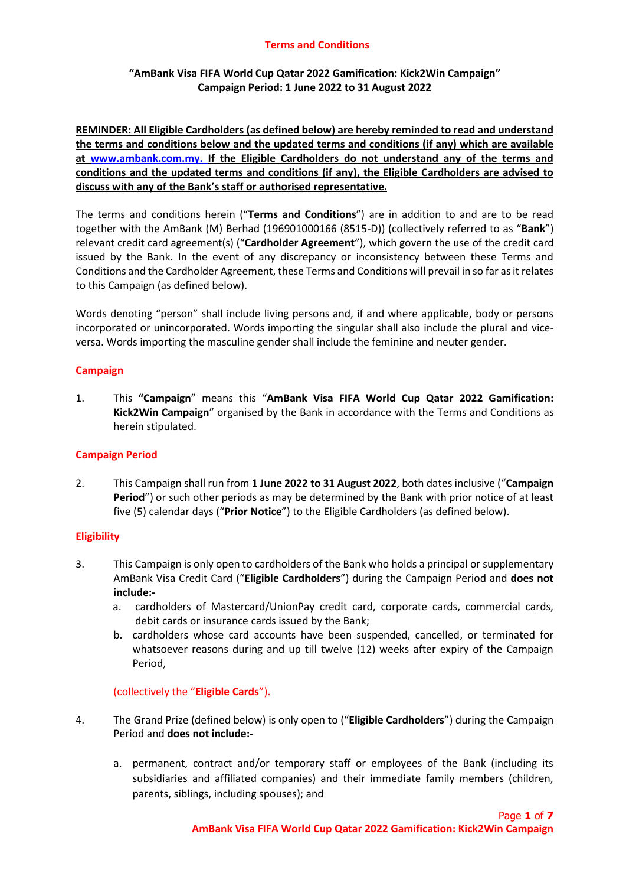# Terms and Conditions

## "AmBank Visa FIFA World Cup Qatar 2022 Gamification: Kick2Win Campaign" Campaign Period: 1 June 2022 to 31 August 2022

**REMINDER: All Eligible Cardholders (as defined below) are hereby reminded to read and understand the terms and conditions below and the updated terms and conditions (if any) which are available at www.ambank.com.my. If the Eligible Cardholders do not understand any of the terms and conditions and the updated terms and conditions (if any), the Eligible Cardholders are advised to discuss with any of the Bank's staff or authorised representative.**

The terms and conditions herein ("**Terms and Conditions**") are in addition to and are to be read together with the AmBank (M) Berhad (196901000166 (8515-D)) (collectively referred to as "**Bank**") relevant credit card agreement(s) ("**Cardholder Agreement**"), which govern the use of the credit card issued by the Bank. In the event of any discrepancy or inconsistency between these Terms and Conditions and the Cardholder Agreement, these Terms and Conditions will prevail in so far as it relates to this Campaign (as defined below).

Words denoting "person" shall include living persons and, if and where applicable, body or persons incorporated or unincorporated. Words importing the singular shall also include the plural and vice-versa. Words importing the masculine gender shall include the feminine and neuter gender.

### Campaign

1. This **"Campaign"** means this "**AmBank Visa FIFA World Cup Qatar 2022 Gamification: Kick2Win Campaign**" organised by the Bank in accordance with the Terms and Conditions as herein stipulated.

### Campaign Period

2. This Campaign shall run from **1 June 2022 to 31 August 2022**, both dates inclusive ("**Campaign Period**") or such other periods as may be determined by the Bank with prior notice of at least five (5) calendar days ("**Prior Notice**") to the Eligible Cardholders (as defined below).

### Eligibility

3. This Campaign is only open to cardholders of the Bank who holds a principal or supplementary AmBank Visa Credit Card ("**Eligible Cardholders**") during the Campaign Period and **does not include:-**
   a. cardholders of Mastercard/UnionPay credit card, corporate cards, commercial cards, debit cards or insurance cards issued by the Bank;
   b. cardholders whose card accounts have been suspended, cancelled, or terminated for whatsoever reasons during and up till twelve (12) weeks after expiry of the Campaign Period,

   (collectively the "**Eligible Cards**").

4. The Grand Prize (defined below) is only open to ("**Eligible Cardholders**") during the Campaign Period and **does not include:-**

   a. permanent, contract and/or temporary staff or employees of the Bank (including its subsidiaries and affiliated companies) and their immediate family members (children, parents, siblings, including spouses); and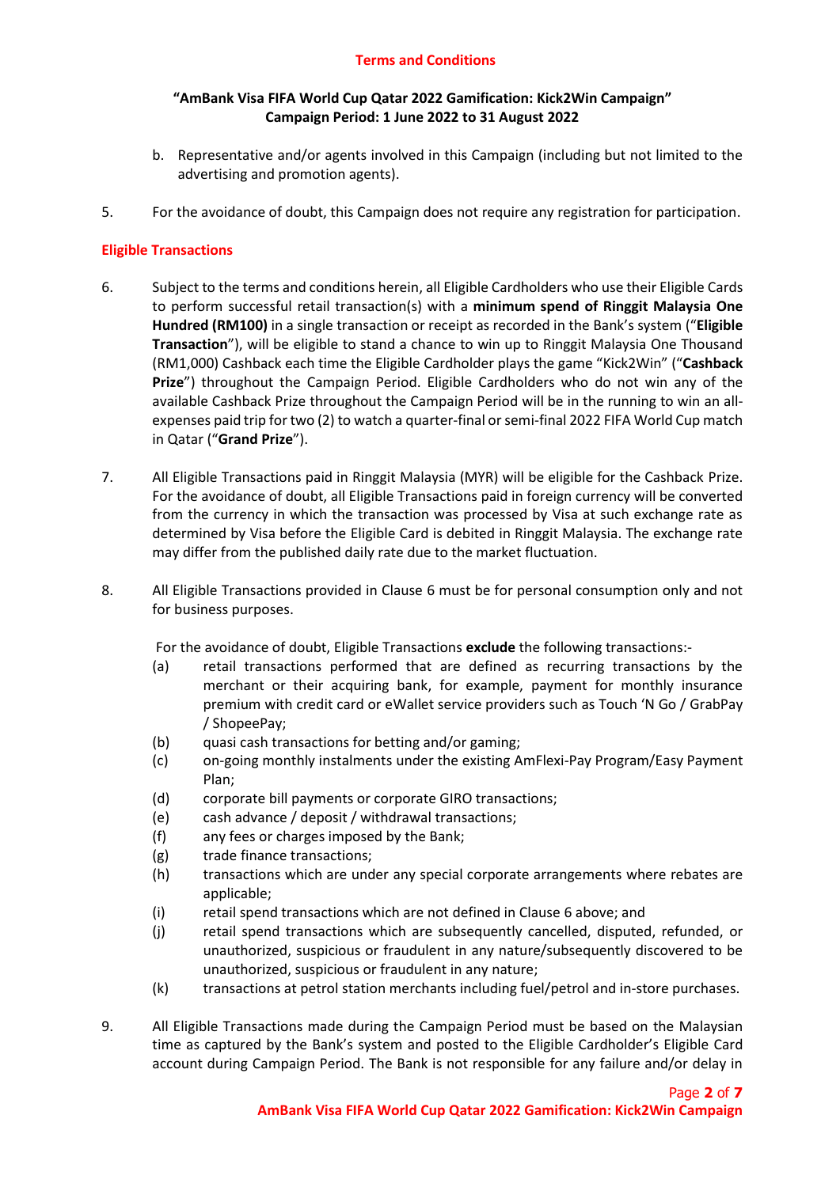b. Representative and/or agents involved in this Campaign (including but not limited to the advertising and promotion agents).

5. For the avoidance of doubt, this Campaign does not require any registration for participation.

## Eligible Transactions

6. Subject to the terms and conditions herein, all Eligible Cardholders who use their Eligible Cards to perform successful retail transaction(s) with a **minimum spend of Ringgit Malaysia One Hundred (RM100)** in a single transaction or receipt as recorded in the Bank's system ("**Eligible Transaction**"), will be eligible to stand a chance to win up to Ringgit Malaysia One Thousand (RM1,000) Cashback each time the Eligible Cardholder plays the game "Kick2Win" ("**Cashback Prize**") throughout the Campaign Period. Eligible Cardholders who do not win any of the available Cashback Prize throughout the Campaign Period will be in the running to win an all-expenses paid trip for two (2) to watch a quarter-final or semi-final 2022 FIFA World Cup match in Qatar ("**Grand Prize**").

7. All Eligible Transactions paid in Ringgit Malaysia (MYR) will be eligible for the Cashback Prize. For the avoidance of doubt, all Eligible Transactions paid in foreign currency will be converted from the currency in which the transaction was processed by Visa at such exchange rate as determined by Visa before the Eligible Card is debited in Ringgit Malaysia. The exchange rate may differ from the published daily rate due to the market fluctuation.

8. All Eligible Transactions provided in Clause 6 must be for personal consumption only and not for business purposes.

   For the avoidance of doubt, Eligible Transactions **exclude** the following transactions:-

   (a) retail transactions performed that are defined as recurring transactions by the merchant or their acquiring bank, for example, payment for monthly insurance premium with credit card or eWallet service providers such as Touch 'N Go / GrabPay / ShopeePay;
   (b) quasi cash transactions for betting and/or gaming;
   (c) on-going monthly instalments under the existing AmFlexi-Pay Program/Easy Payment Plan;
   (d) corporate bill payments or corporate GIRO transactions;
   (e) cash advance / deposit / withdrawal transactions;
   (f) any fees or charges imposed by the Bank;
   (g) trade finance transactions;
   (h) transactions which are under any special corporate arrangements where rebates are applicable;
   (i) retail spend transactions which are not defined in Clause 6 above; and
   (j) retail spend transactions which are subsequently cancelled, disputed, refunded, or unauthorized, suspicious or fraudulent in any nature/subsequently discovered to be unauthorized, suspicious or fraudulent in any nature;
   (k) transactions at petrol station merchants including fuel/petrol and in-store purchases.

9. All Eligible Transactions made during the Campaign Period must be based on the Malaysian time as captured by the Bank's system and posted to the Eligible Cardholder's Eligible Card account during Campaign Period. The Bank is not responsible for any failure and/or delay in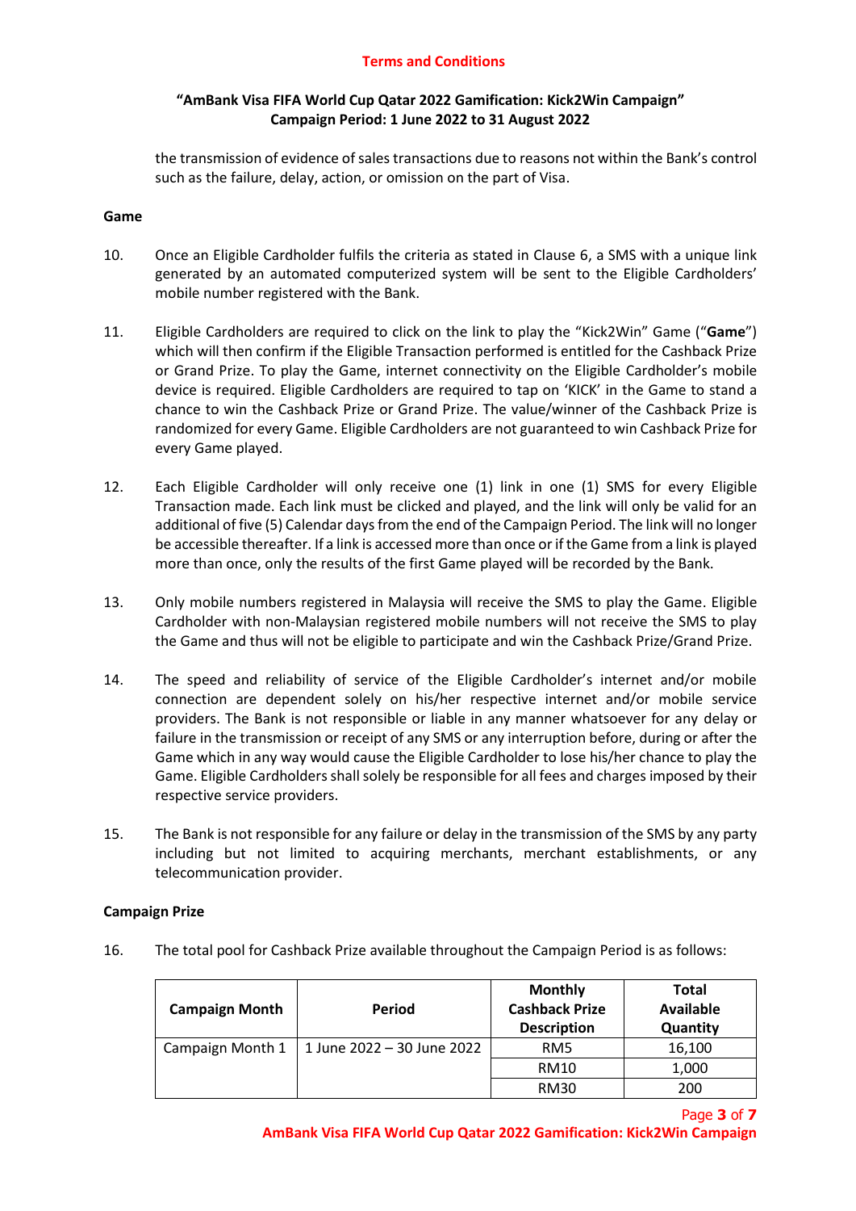the transmission of evidence of sales transactions due to reasons not within the Bank's control such as the failure, delay, action, or omission on the part of Visa.

**Game**

10. Once an Eligible Cardholder fulfils the criteria as stated in Clause 6, a SMS with a unique link generated by an automated computerized system will be sent to the Eligible Cardholders' mobile number registered with the Bank.

11. Eligible Cardholders are required to click on the link to play the "Kick2Win" Game ("**Game**") which will then confirm if the Eligible Transaction performed is entitled for the Cashback Prize or Grand Prize. To play the Game, internet connectivity on the Eligible Cardholder's mobile device is required. Eligible Cardholders are required to tap on 'KICK' in the Game to stand a chance to win the Cashback Prize or Grand Prize. The value/winner of the Cashback Prize is randomized for every Game. Eligible Cardholders are not guaranteed to win Cashback Prize for every Game played.

12. Each Eligible Cardholder will only receive one (1) link in one (1) SMS for every Eligible Transaction made. Each link must be clicked and played, and the link will only be valid for an additional of five (5) Calendar days from the end of the Campaign Period. The link will no longer be accessible thereafter. If a link is accessed more than once or if the Game from a link is played more than once, only the results of the first Game played will be recorded by the Bank.

13. Only mobile numbers registered in Malaysia will receive the SMS to play the Game. Eligible Cardholder with non-Malaysian registered mobile numbers will not receive the SMS to play the Game and thus will not be eligible to participate and win the Cashback Prize/Grand Prize.

14. The speed and reliability of service of the Eligible Cardholder's internet and/or mobile connection are dependent solely on his/her respective internet and/or mobile service providers. The Bank is not responsible or liable in any manner whatsoever for any delay or failure in the transmission or receipt of any SMS or any interruption before, during or after the Game which in any way would cause the Eligible Cardholder to lose his/her chance to play the Game. Eligible Cardholders shall solely be responsible for all fees and charges imposed by their respective service providers.

15. The Bank is not responsible for any failure or delay in the transmission of the SMS by any party including but not limited to acquiring merchants, merchant establishments, or any telecommunication provider.

**Campaign Prize**

16. The total pool for Cashback Prize available throughout the Campaign Period is as follows:

| Campaign Month | Period | Monthly Cashback Prize Description | Total Available Quantity |
|---|---|---|---|
| Campaign Month 1 | 1 June 2022 – 30 June 2022 | RM5 | 16,100 |
| | | RM10 | 1,000 |
| | | RM30 | 200 |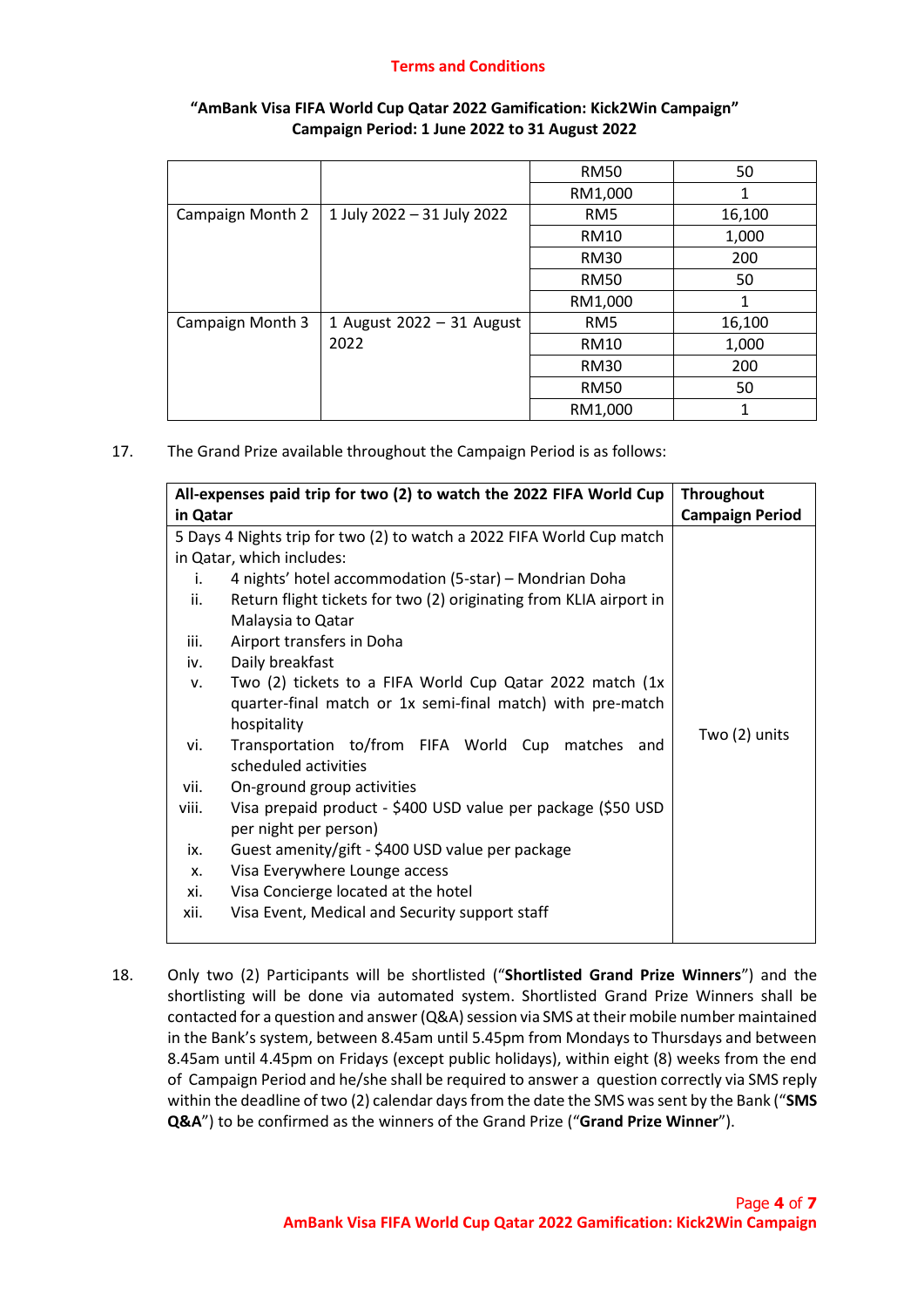**Terms and Conditions**

**"AmBank Visa FIFA World Cup Qatar 2022 Gamification: Kick2Win Campaign"**
**Campaign Period: 1 June 2022 to 31 August 2022**

| | | | |
|---|---|---|---|
| | | RM50 | 50 |
| | | RM1,000 | 1 |
| Campaign Month 2 | 1 July 2022 – 31 July 2022 | RM5 | 16,100 |
| | | RM10 | 1,000 |
| | | RM30 | 200 |
| | | RM50 | 50 |
| | | RM1,000 | 1 |
| Campaign Month 3 | 1 August 2022 – 31 August 2022 | RM5 | 16,100 |
| | | RM10 | 1,000 |
| | | RM30 | 200 |
| | | RM50 | 50 |
| | | RM1,000 | 1 |

17. The Grand Prize available throughout the Campaign Period is as follows:

| **All-expenses paid trip for two (2) to watch the 2022 FIFA World Cup in Qatar** | **Throughout Campaign Period** |
|---|---|
| 5 Days 4 Nights trip for two (2) to watch a 2022 FIFA World Cup match in Qatar, which includes:<br>i. 4 nights' hotel accommodation (5-star) – Mondrian Doha<br>ii. Return flight tickets for two (2) originating from KLIA airport in Malaysia to Qatar<br>iii. Airport transfers in Doha<br>iv. Daily breakfast<br>v. Two (2) tickets to a FIFA World Cup Qatar 2022 match (1x quarter-final match or 1x semi-final match) with pre-match hospitality<br>vi. Transportation to/from FIFA World Cup matches and scheduled activities<br>vii. On-ground group activities<br>viii. Visa prepaid product - $400 USD value per package ($50 USD per night per person)<br>ix. Guest amenity/gift - $400 USD value per package<br>x. Visa Everywhere Lounge access<br>xi. Visa Concierge located at the hotel<br>xii. Visa Event, Medical and Security support staff | Two (2) units |

18. Only two (2) Participants will be shortlisted ("**Shortlisted Grand Prize Winners**") and the shortlisting will be done via automated system. Shortlisted Grand Prize Winners shall be contacted for a question and answer (Q&A) session via SMS at their mobile number maintained in the Bank's system, between 8.45am until 5.45pm from Mondays to Thursdays and between 8.45am until 4.45pm on Fridays (except public holidays), within eight (8) weeks from the end of Campaign Period and he/she shall be required to answer a question correctly via SMS reply within the deadline of two (2) calendar days from the date the SMS was sent by the Bank ("**SMS Q&A**") to be confirmed as the winners of the Grand Prize ("**Grand Prize Winner**").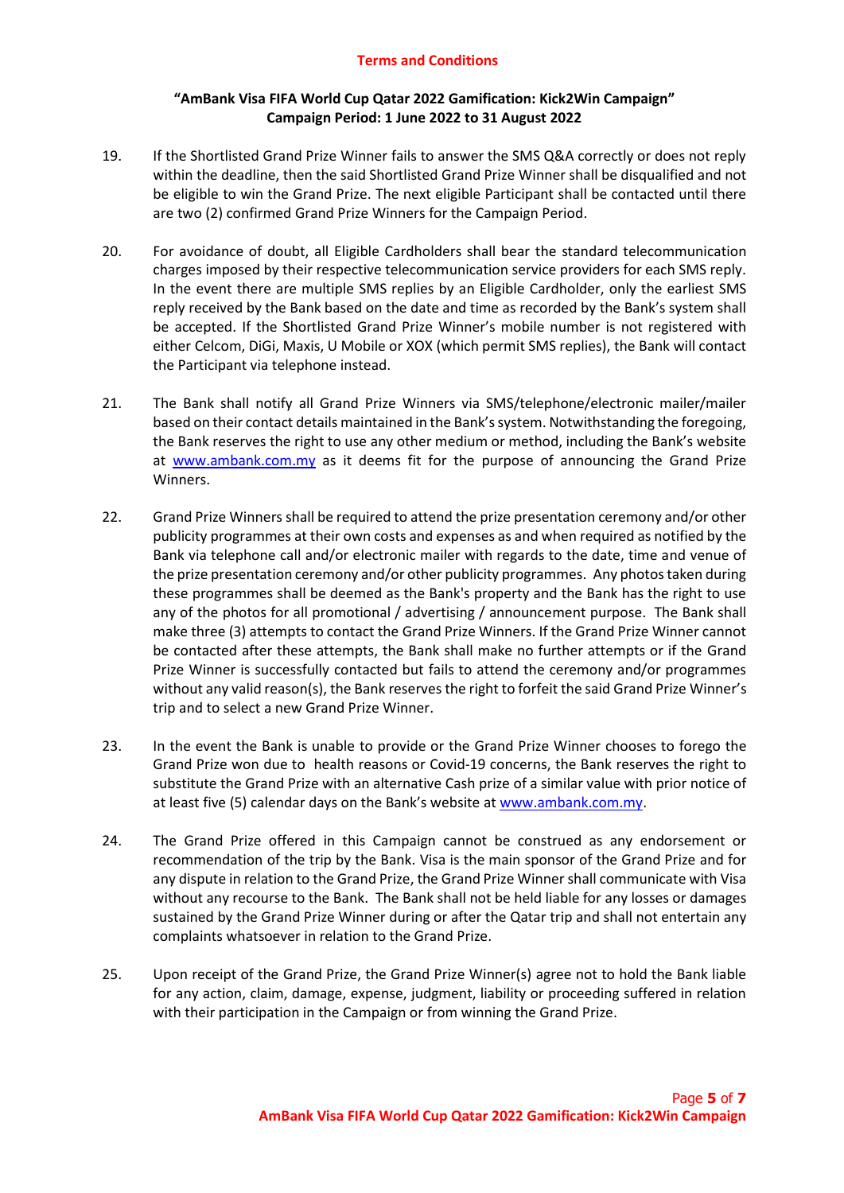**Terms and Conditions**

**"AmBank Visa FIFA World Cup Qatar 2022 Gamification: Kick2Win Campaign"**
**Campaign Period: 1 June 2022 to 31 August 2022**

19. If the Shortlisted Grand Prize Winner fails to answer the SMS Q&A correctly or does not reply within the deadline, then the said Shortlisted Grand Prize Winner shall be disqualified and not be eligible to win the Grand Prize. The next eligible Participant shall be contacted until there are two (2) confirmed Grand Prize Winners for the Campaign Period.

20. For avoidance of doubt, all Eligible Cardholders shall bear the standard telecommunication charges imposed by their respective telecommunication service providers for each SMS reply. In the event there are multiple SMS replies by an Eligible Cardholder, only the earliest SMS reply received by the Bank based on the date and time as recorded by the Bank's system shall be accepted. If the Shortlisted Grand Prize Winner's mobile number is not registered with either Celcom, DiGi, Maxis, U Mobile or XOX (which permit SMS replies), the Bank will contact the Participant via telephone instead.

21. The Bank shall notify all Grand Prize Winners via SMS/telephone/electronic mailer/mailer based on their contact details maintained in the Bank's system. Notwithstanding the foregoing, the Bank reserves the right to use any other medium or method, including the Bank's website at www.ambank.com.my as it deems fit for the purpose of announcing the Grand Prize Winners.

22. Grand Prize Winners shall be required to attend the prize presentation ceremony and/or other publicity programmes at their own costs and expenses as and when required as notified by the Bank via telephone call and/or electronic mailer with regards to the date, time and venue of the prize presentation ceremony and/or other publicity programmes. Any photos taken during these programmes shall be deemed as the Bank's property and the Bank has the right to use any of the photos for all promotional / advertising / announcement purpose. The Bank shall make three (3) attempts to contact the Grand Prize Winners. If the Grand Prize Winner cannot be contacted after these attempts, the Bank shall make no further attempts or if the Grand Prize Winner is successfully contacted but fails to attend the ceremony and/or programmes without any valid reason(s), the Bank reserves the right to forfeit the said Grand Prize Winner's trip and to select a new Grand Prize Winner.

23. In the event the Bank is unable to provide or the Grand Prize Winner chooses to forego the Grand Prize won due to health reasons or Covid-19 concerns, the Bank reserves the right to substitute the Grand Prize with an alternative Cash prize of a similar value with prior notice of at least five (5) calendar days on the Bank's website at www.ambank.com.my.

24. The Grand Prize offered in this Campaign cannot be construed as any endorsement or recommendation of the trip by the Bank. Visa is the main sponsor of the Grand Prize and for any dispute in relation to the Grand Prize, the Grand Prize Winner shall communicate with Visa without any recourse to the Bank. The Bank shall not be held liable for any losses or damages sustained by the Grand Prize Winner during or after the Qatar trip and shall not entertain any complaints whatsoever in relation to the Grand Prize.

25. Upon receipt of the Grand Prize, the Grand Prize Winner(s) agree not to hold the Bank liable for any action, claim, damage, expense, judgment, liability or proceeding suffered in relation with their participation in the Campaign or from winning the Grand Prize.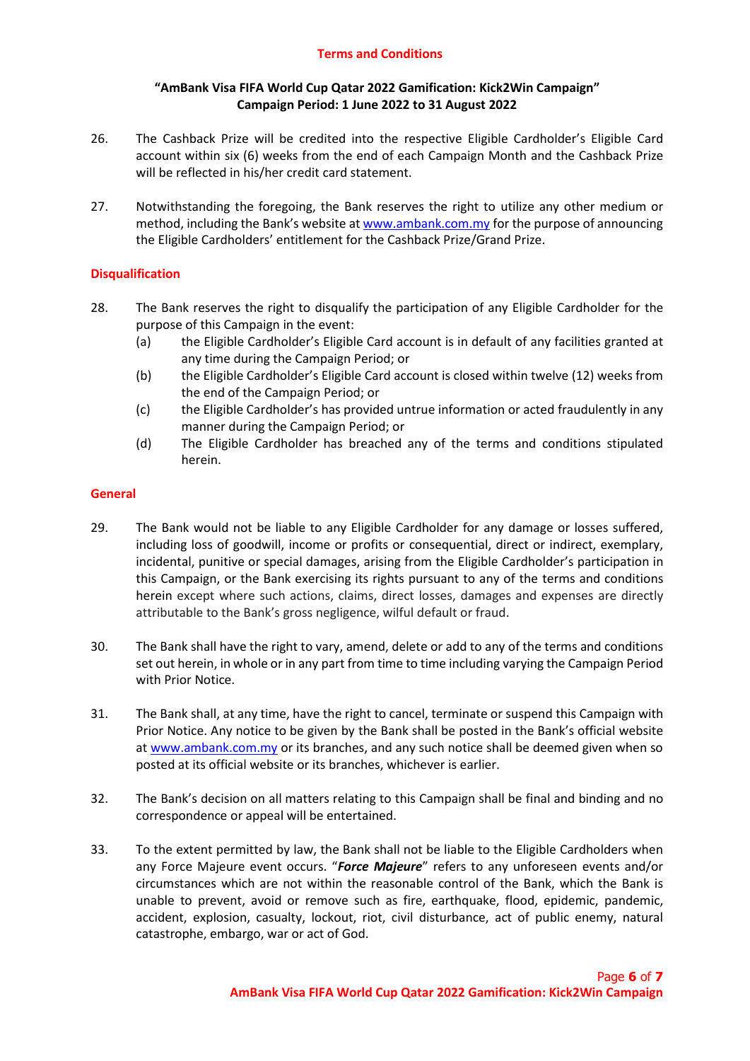**Terms and Conditions**

**"AmBank Visa FIFA World Cup Qatar 2022 Gamification: Kick2Win Campaign"**
**Campaign Period: 1 June 2022 to 31 August 2022**

26. The Cashback Prize will be credited into the respective Eligible Cardholder's Eligible Card account within six (6) weeks from the end of each Campaign Month and the Cashback Prize will be reflected in his/her credit card statement.

27. Notwithstanding the foregoing, the Bank reserves the right to utilize any other medium or method, including the Bank's website at www.ambank.com.my for the purpose of announcing the Eligible Cardholders' entitlement for the Cashback Prize/Grand Prize.

## Disqualification

28. The Bank reserves the right to disqualify the participation of any Eligible Cardholder for the purpose of this Campaign in the event:
    - (a) the Eligible Cardholder's Eligible Card account is in default of any facilities granted at any time during the Campaign Period; or
    - (b) the Eligible Cardholder's Eligible Card account is closed within twelve (12) weeks from the end of the Campaign Period; or
    - (c) the Eligible Cardholder's has provided untrue information or acted fraudulently in any manner during the Campaign Period; or
    - (d) The Eligible Cardholder has breached any of the terms and conditions stipulated herein.

## General

29. The Bank would not be liable to any Eligible Cardholder for any damage or losses suffered, including loss of goodwill, income or profits or consequential, direct or indirect, exemplary, incidental, punitive or special damages, arising from the Eligible Cardholder's participation in this Campaign, or the Bank exercising its rights pursuant to any of the terms and conditions herein except where such actions, claims, direct losses, damages and expenses are directly attributable to the Bank's gross negligence, wilful default or fraud.

30. The Bank shall have the right to vary, amend, delete or add to any of the terms and conditions set out herein, in whole or in any part from time to time including varying the Campaign Period with Prior Notice.

31. The Bank shall, at any time, have the right to cancel, terminate or suspend this Campaign with Prior Notice. Any notice to be given by the Bank shall be posted in the Bank's official website at www.ambank.com.my or its branches, and any such notice shall be deemed given when so posted at its official website or its branches, whichever is earlier.

32. The Bank's decision on all matters relating to this Campaign shall be final and binding and no correspondence or appeal will be entertained.

33. To the extent permitted by law, the Bank shall not be liable to the Eligible Cardholders when any Force Majeure event occurs. "***Force Majeure***" refers to any unforeseen events and/or circumstances which are not within the reasonable control of the Bank, which the Bank is unable to prevent, avoid or remove such as fire, earthquake, flood, epidemic, pandemic, accident, explosion, casualty, lockout, riot, civil disturbance, act of public enemy, natural catastrophe, embargo, war or act of God.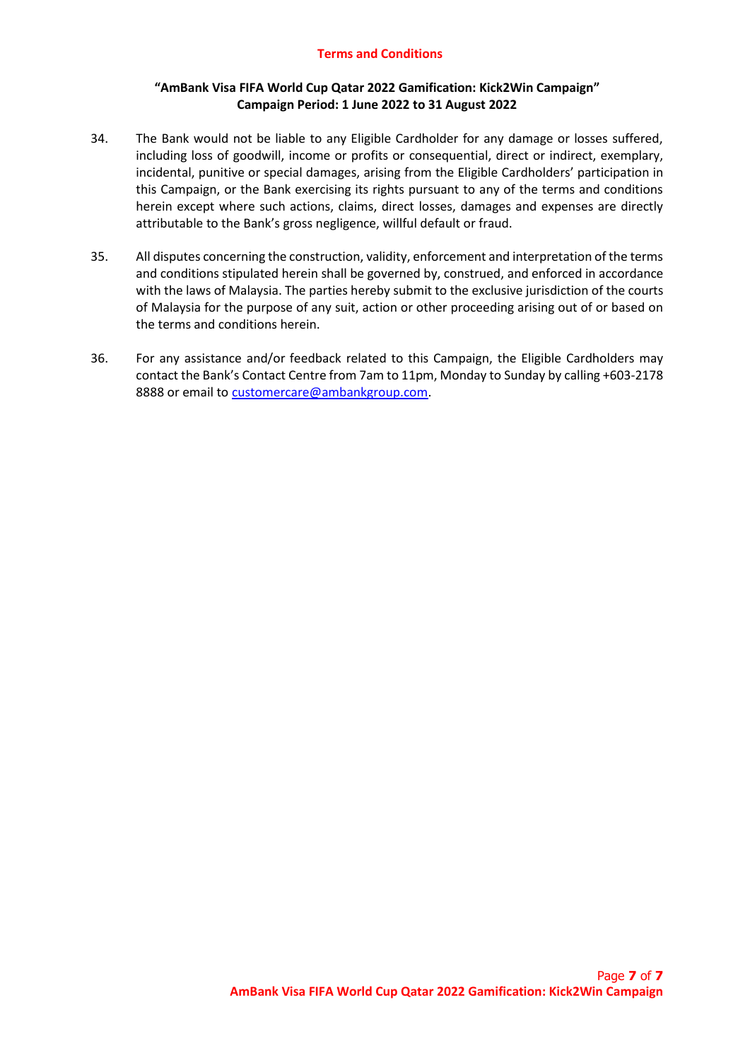**Terms and Conditions**

**"AmBank Visa FIFA World Cup Qatar 2022 Gamification: Kick2Win Campaign"**
**Campaign Period: 1 June 2022 to 31 August 2022**

34. The Bank would not be liable to any Eligible Cardholder for any damage or losses suffered, including loss of goodwill, income or profits or consequential, direct or indirect, exemplary, incidental, punitive or special damages, arising from the Eligible Cardholders' participation in this Campaign, or the Bank exercising its rights pursuant to any of the terms and conditions herein except where such actions, claims, direct losses, damages and expenses are directly attributable to the Bank's gross negligence, willful default or fraud.

35. All disputes concerning the construction, validity, enforcement and interpretation of the terms and conditions stipulated herein shall be governed by, construed, and enforced in accordance with the laws of Malaysia. The parties hereby submit to the exclusive jurisdiction of the courts of Malaysia for the purpose of any suit, action or other proceeding arising out of or based on the terms and conditions herein.

36. For any assistance and/or feedback related to this Campaign, the Eligible Cardholders may contact the Bank's Contact Centre from 7am to 11pm, Monday to Sunday by calling +603-2178 8888 or email to customercare@ambankgroup.com.